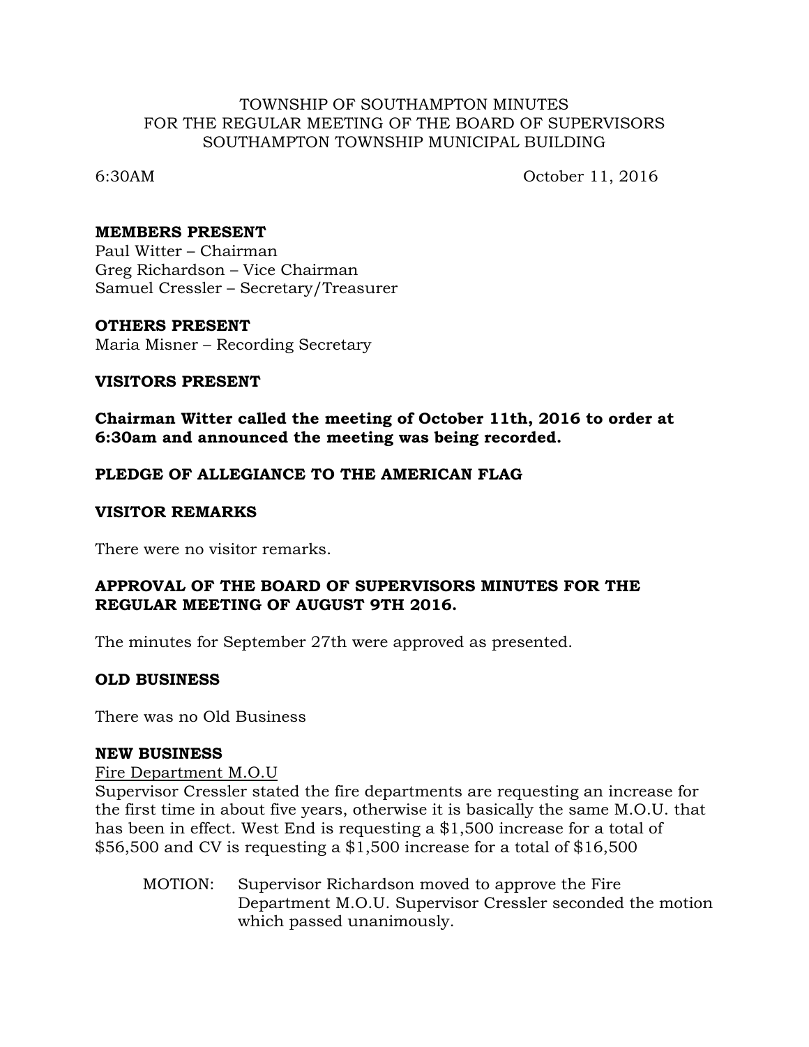TOWNSHIP OF SOUTHAMPTON MINUTES
FOR THE REGULAR MEETING OF THE BOARD OF SUPERVISORS
SOUTHAMPTON TOWNSHIP MUNICIPAL BUILDING

6:30AM October 11, 2016

**MEMBERS PRESENT**
Paul Witter – Chairman
Greg Richardson – Vice Chairman
Samuel Cressler – Secretary/Treasurer

**OTHERS PRESENT**
Maria Misner – Recording Secretary

**VISITORS PRESENT**

**Chairman Witter called the meeting of October 11th, 2016 to order at 6:30am and announced the meeting was being recorded.**

**PLEDGE OF ALLEGIANCE TO THE AMERICAN FLAG**

**VISITOR REMARKS**

There were no visitor remarks.

**APPROVAL OF THE BOARD OF SUPERVISORS MINUTES FOR THE REGULAR MEETING OF AUGUST 9TH 2016.**

The minutes for September 27th were approved as presented.

**OLD BUSINESS**

There was no Old Business

**NEW BUSINESS**

Fire Department M.O.U

Supervisor Cressler stated the fire departments are requesting an increase for the first time in about five years, otherwise it is basically the same M.O.U. that has been in effect. West End is requesting a $1,500 increase for a total of $56,500 and CV is requesting a $1,500 increase for a total of $16,500

MOTION: Supervisor Richardson moved to approve the Fire Department M.O.U. Supervisor Cressler seconded the motion which passed unanimously.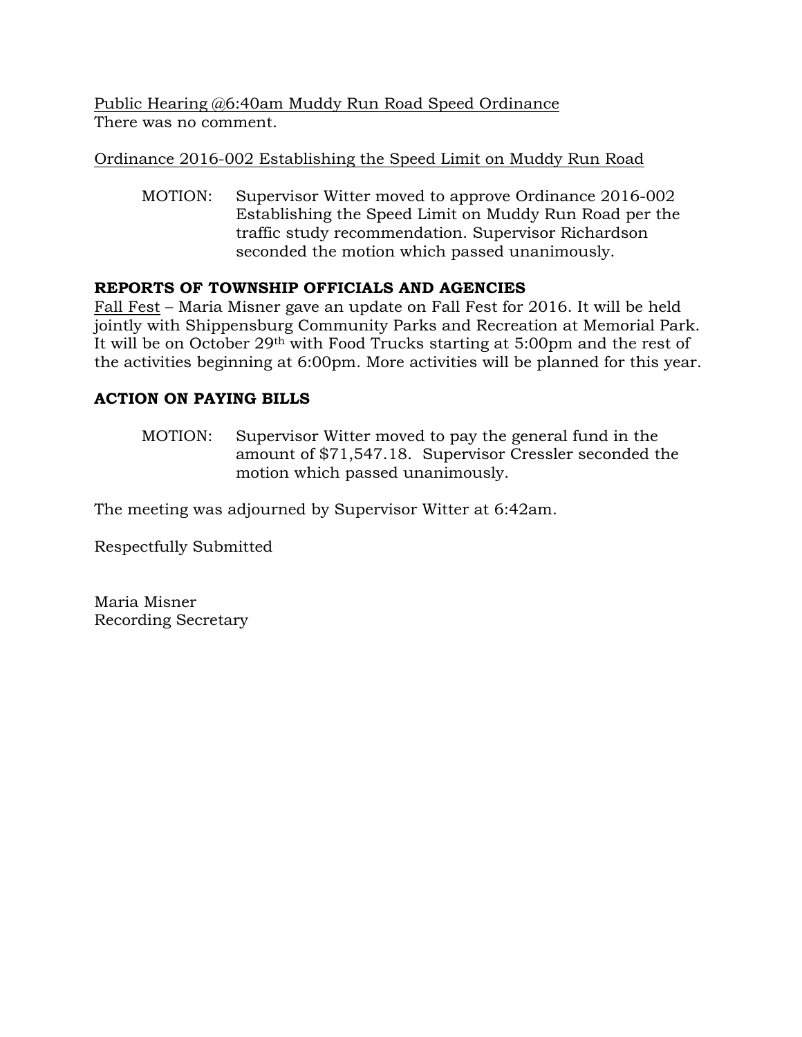Public Hearing @6:40am Muddy Run Road Speed Ordinance
There was no comment.

Ordinance 2016-002 Establishing the Speed Limit on Muddy Run Road

MOTION: Supervisor Witter moved to approve Ordinance 2016-002 Establishing the Speed Limit on Muddy Run Road per the traffic study recommendation. Supervisor Richardson seconded the motion which passed unanimously.

**REPORTS OF TOWNSHIP OFFICIALS AND AGENCIES**

Fall Fest – Maria Misner gave an update on Fall Fest for 2016. It will be held jointly with Shippensburg Community Parks and Recreation at Memorial Park. It will be on October 29th with Food Trucks starting at 5:00pm and the rest of the activities beginning at 6:00pm. More activities will be planned for this year.

**ACTION ON PAYING BILLS**

MOTION: Supervisor Witter moved to pay the general fund in the amount of $71,547.18. Supervisor Cressler seconded the motion which passed unanimously.

The meeting was adjourned by Supervisor Witter at 6:42am.

Respectfully Submitted

Maria Misner
Recording Secretary